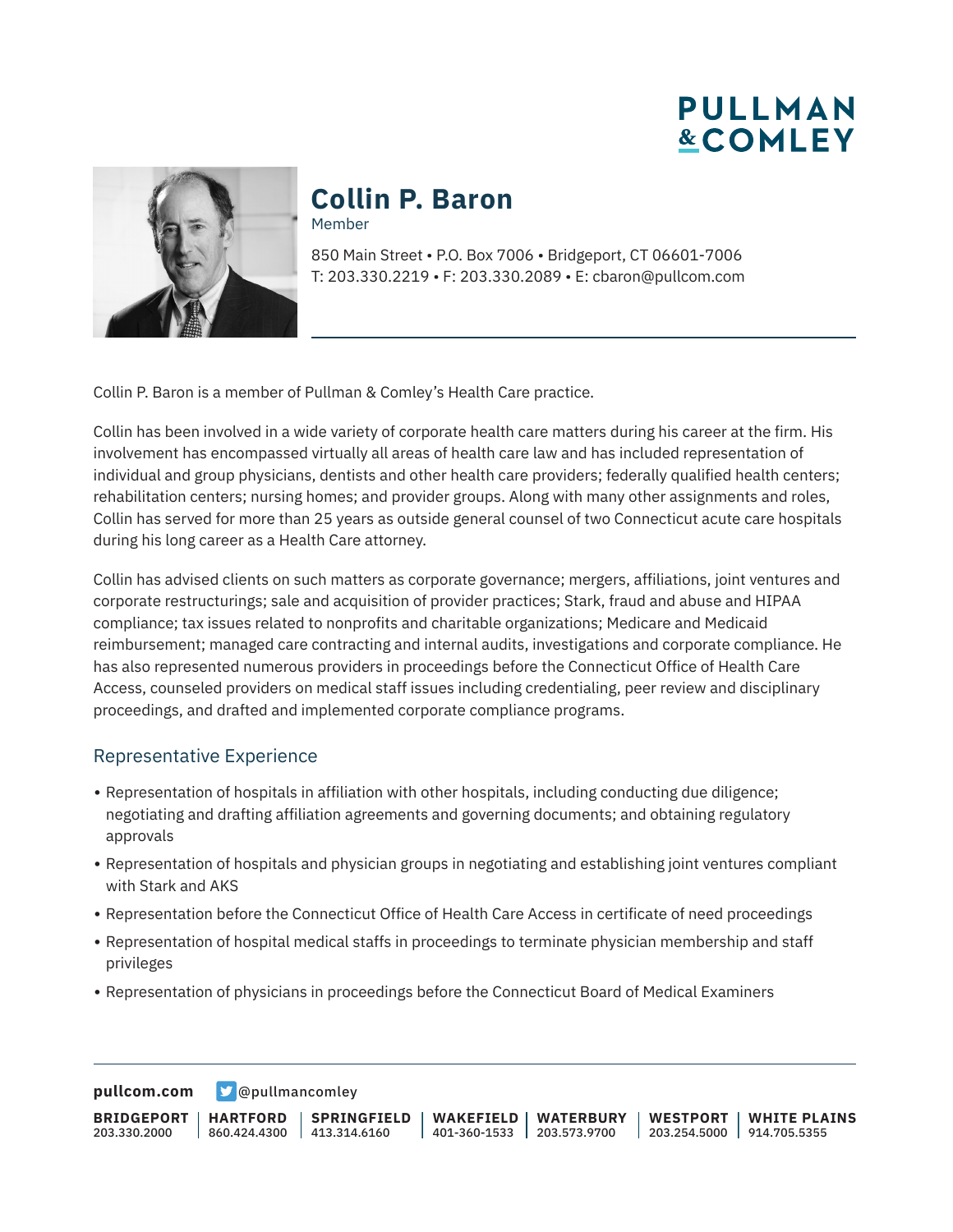# Collin P. Baron

Member

850 Main Street • P.O. Box 7006 • Bridgeport, CT 06601-7006
T: 203.330.2219 • F: 203.330.2089 • E: cbaron@pullcom.com

Collin P. Baron is a member of Pullman & Comley's Health Care practice.

Collin has been involved in a wide variety of corporate health care matters during his career at the firm. His involvement has encompassed virtually all areas of health care law and has included representation of individual and group physicians, dentists and other health care providers; federally qualified health centers; rehabilitation centers; nursing homes; and provider groups. Along with many other assignments and roles, Collin has served for more than 25 years as outside general counsel of two Connecticut acute care hospitals during his long career as a Health Care attorney.

Collin has advised clients on such matters as corporate governance; mergers, affiliations, joint ventures and corporate restructurings; sale and acquisition of provider practices; Stark, fraud and abuse and HIPAA compliance; tax issues related to nonprofits and charitable organizations; Medicare and Medicaid reimbursement; managed care contracting and internal audits, investigations and corporate compliance. He has also represented numerous providers in proceedings before the Connecticut Office of Health Care Access, counseled providers on medical staff issues including credentialing, peer review and disciplinary proceedings, and drafted and implemented corporate compliance programs.

## Representative Experience

- Representation of hospitals in affiliation with other hospitals, including conducting due diligence; negotiating and drafting affiliation agreements and governing documents; and obtaining regulatory approvals
- Representation of hospitals and physician groups in negotiating and establishing joint ventures compliant with Stark and AKS
- Representation before the Connecticut Office of Health Care Access in certificate of need proceedings
- Representation of hospital medical staffs in proceedings to terminate physician membership and staff privileges
- Representation of physicians in proceedings before the Connecticut Board of Medical Examiners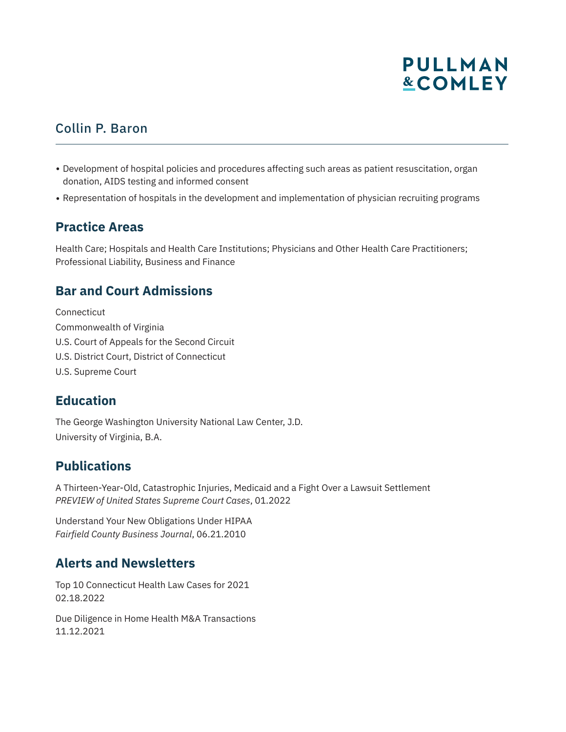Collin P. Baron

- Development of hospital policies and procedures affecting such areas as patient resuscitation, organ donation, AIDS testing and informed consent
- Representation of hospitals in the development and implementation of physician recruiting programs

## Practice Areas

Health Care; Hospitals and Health Care Institutions; Physicians and Other Health Care Practitioners; Professional Liability, Business and Finance

## Bar and Court Admissions

Connecticut

Commonwealth of Virginia

U.S. Court of Appeals for the Second Circuit

U.S. District Court, District of Connecticut

U.S. Supreme Court

## Education

The George Washington University National Law Center, J.D.

University of Virginia, B.A.

## Publications

A Thirteen-Year-Old, Catastrophic Injuries, Medicaid and a Fight Over a Lawsuit Settlement
*PREVIEW of United States Supreme Court Cases*, 01.2022

Understand Your New Obligations Under HIPAA
*Fairfield County Business Journal*, 06.21.2010

## Alerts and Newsletters

Top 10 Connecticut Health Law Cases for 2021
02.18.2022

Due Diligence in Home Health M&A Transactions
11.12.2021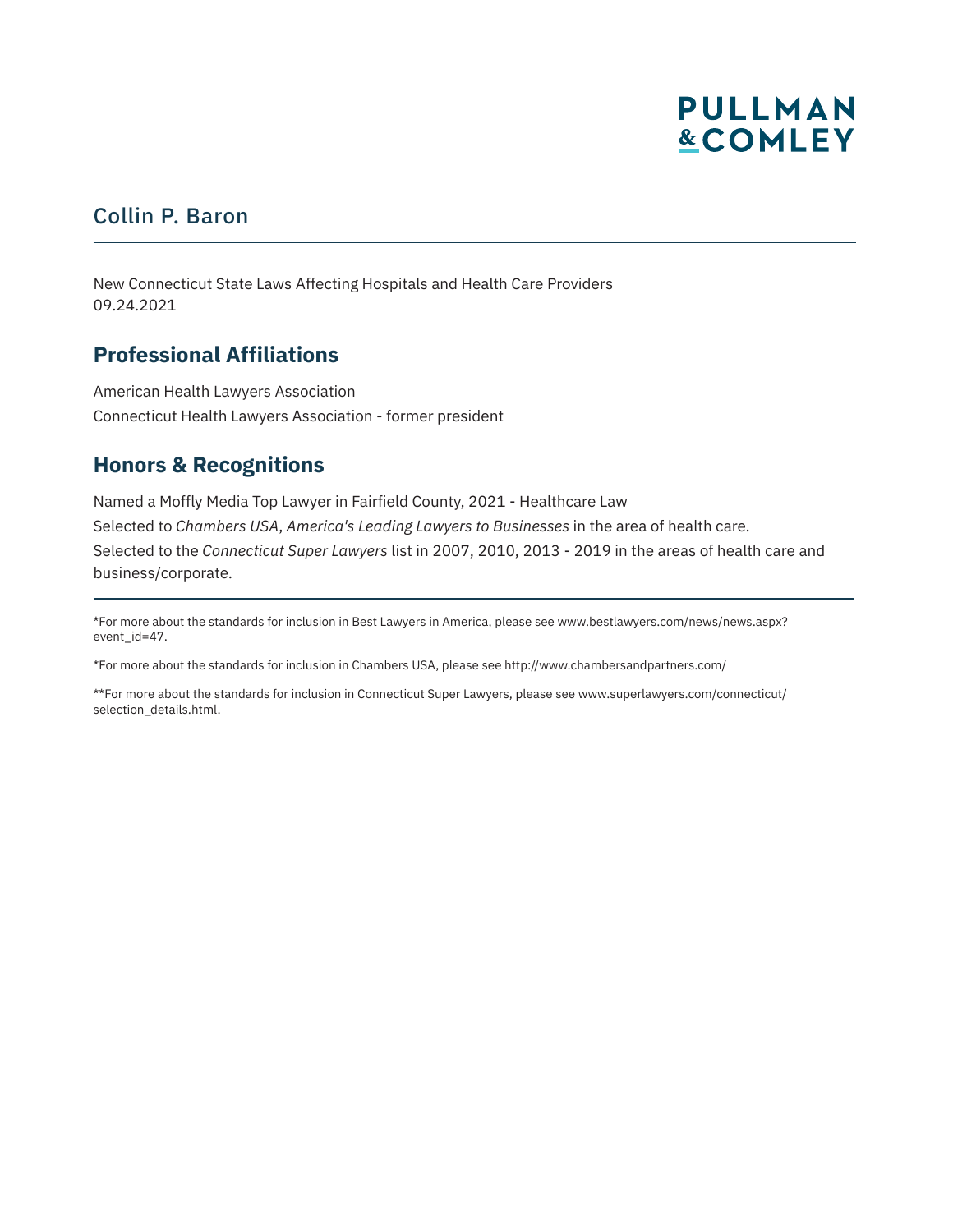New Connecticut State Laws Affecting Hospitals and Health Care Providers
09.24.2021

## Professional Affiliations

American Health Lawyers Association
Connecticut Health Lawyers Association - former president

## Honors & Recognitions

Named a Moffly Media Top Lawyer in Fairfield County, 2021 - Healthcare Law
Selected to *Chambers USA, America's Leading Lawyers to Businesses* in the area of health care.
Selected to the *Connecticut Super Lawyers* list in 2007, 2010, 2013 - 2019 in the areas of health care and business/corporate.

---

*For more about the standards for inclusion in Best Lawyers in America, please see www.bestlawyers.com/news/news.aspx?event_id=47.

*For more about the standards for inclusion in Chambers USA, please see http://www.chambersandpartners.com/

**For more about the standards for inclusion in Connecticut Super Lawyers, please see www.superlawyers.com/connecticut/selection_details.html.